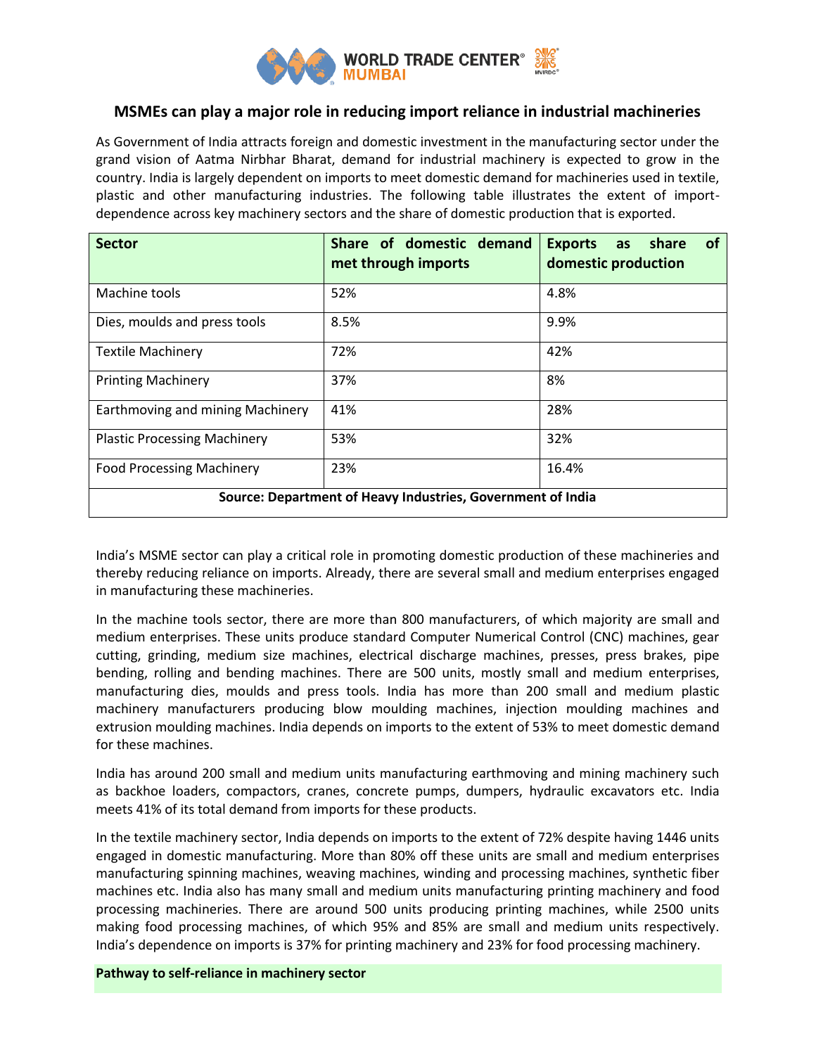## MSMEs can play a major role in reducing import reliance in industrial machineries

As Government of India attracts foreign and domestic investment in the manufacturing sector under the grand vision of Aatma Nirbhar Bharat, demand for industrial machinery is expected to grow in the country. India is largely dependent on imports to meet domestic demand for machineries used in textile, plastic and other manufacturing industries. The following table illustrates the extent of import-dependence across key machinery sectors and the share of domestic production that is exported.

| Sector | Share of domestic demand met through imports | Exports as share of domestic production |
|---|---|---|
| Machine tools | 52% | 4.8% |
| Dies, moulds and press tools | 8.5% | 9.9% |
| Textile Machinery | 72% | 42% |
| Printing Machinery | 37% | 8% |
| Earthmoving and mining Machinery | 41% | 28% |
| Plastic Processing Machinery | 53% | 32% |
| Food Processing Machinery | 23% | 16.4% |
| **Source: Department of Heavy Industries, Government of India** | | |

India's MSME sector can play a critical role in promoting domestic production of these machineries and thereby reducing reliance on imports. Already, there are several small and medium enterprises engaged in manufacturing these machineries.

In the machine tools sector, there are more than 800 manufacturers, of which majority are small and medium enterprises. These units produce standard Computer Numerical Control (CNC) machines, gear cutting, grinding, medium size machines, electrical discharge machines, presses, press brakes, pipe bending, rolling and bending machines. There are 500 units, mostly small and medium enterprises, manufacturing dies, moulds and press tools. India has more than 200 small and medium plastic machinery manufacturers producing blow moulding machines, injection moulding machines and extrusion moulding machines. India depends on imports to the extent of 53% to meet domestic demand for these machines.

India has around 200 small and medium units manufacturing earthmoving and mining machinery such as backhoe loaders, compactors, cranes, concrete pumps, dumpers, hydraulic excavators etc. India meets 41% of its total demand from imports for these products.

In the textile machinery sector, India depends on imports to the extent of 72% despite having 1446 units engaged in domestic manufacturing. More than 80% off these units are small and medium enterprises manufacturing spinning machines, weaving machines, winding and processing machines, synthetic fiber machines etc. India also has many small and medium units manufacturing printing machinery and food processing machineries. There are around 500 units producing printing machines, while 2500 units making food processing machines, of which 95% and 85% are small and medium units respectively. India's dependence on imports is 37% for printing machinery and 23% for food processing machinery.

**Pathway to self-reliance in machinery sector**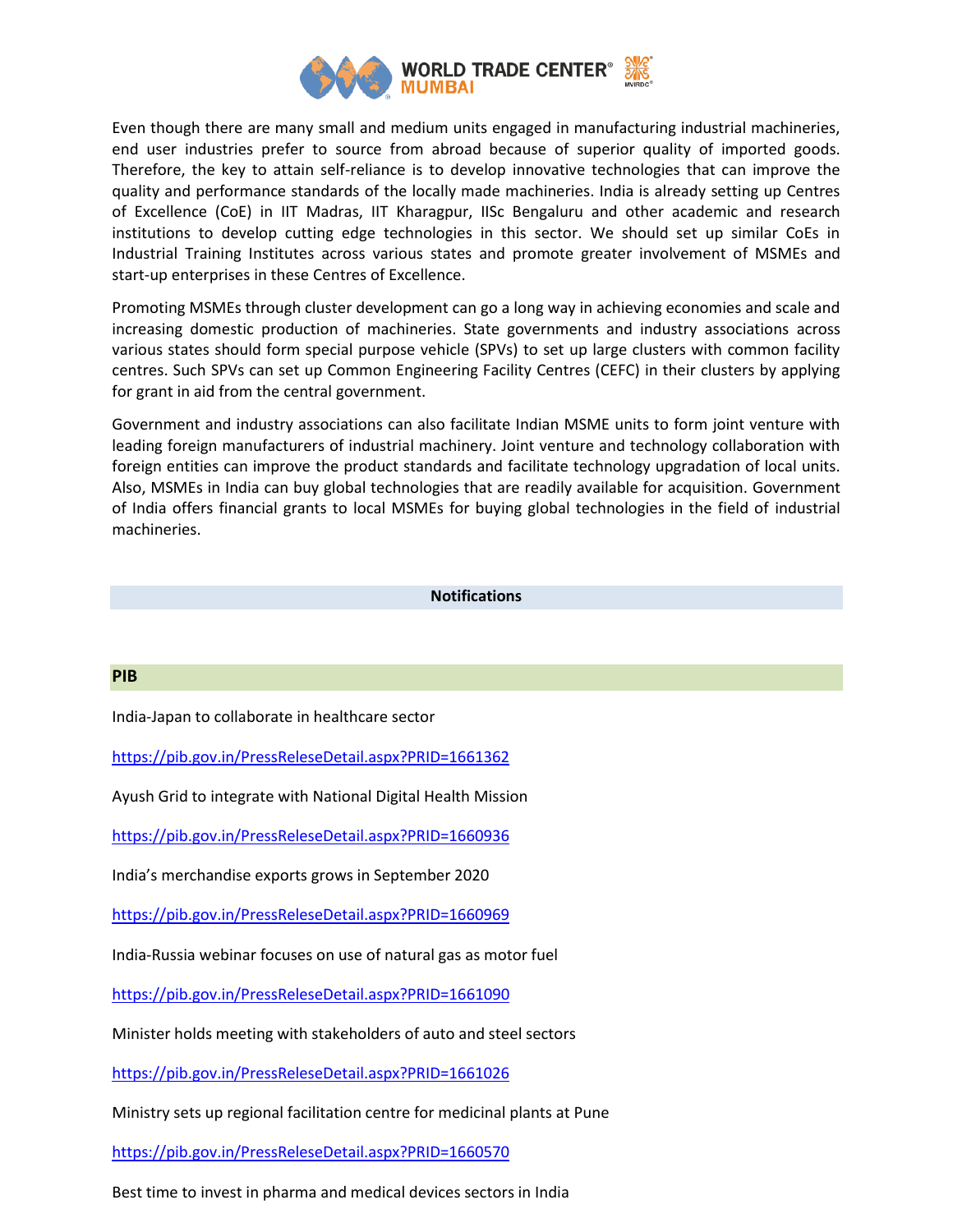Even though there are many small and medium units engaged in manufacturing industrial machineries, end user industries prefer to source from abroad because of superior quality of imported goods. Therefore, the key to attain self-reliance is to develop innovative technologies that can improve the quality and performance standards of the locally made machineries. India is already setting up Centres of Excellence (CoE) in IIT Madras, IIT Kharagpur, IISc Bengaluru and other academic and research institutions to develop cutting edge technologies in this sector. We should set up similar CoEs in Industrial Training Institutes across various states and promote greater involvement of MSMEs and start-up enterprises in these Centres of Excellence.

Promoting MSMEs through cluster development can go a long way in achieving economies and scale and increasing domestic production of machineries. State governments and industry associations across various states should form special purpose vehicle (SPVs) to set up large clusters with common facility centres. Such SPVs can set up Common Engineering Facility Centres (CEFC) in their clusters by applying for grant in aid from the central government.

Government and industry associations can also facilitate Indian MSME units to form joint venture with leading foreign manufacturers of industrial machinery. Joint venture and technology collaboration with foreign entities can improve the product standards and facilitate technology upgradation of local units. Also, MSMEs in India can buy global technologies that are readily available for acquisition. Government of India offers financial grants to local MSMEs for buying global technologies in the field of industrial machineries.

## Notifications

### PIB

India-Japan to collaborate in healthcare sector

https://pib.gov.in/PressReleseDetail.aspx?PRID=1661362

Ayush Grid to integrate with National Digital Health Mission

https://pib.gov.in/PressReleseDetail.aspx?PRID=1660936

India's merchandise exports grows in September 2020

https://pib.gov.in/PressReleseDetail.aspx?PRID=1660969

India-Russia webinar focuses on use of natural gas as motor fuel

https://pib.gov.in/PressReleseDetail.aspx?PRID=1661090

Minister holds meeting with stakeholders of auto and steel sectors

https://pib.gov.in/PressReleseDetail.aspx?PRID=1661026

Ministry sets up regional facilitation centre for medicinal plants at Pune

https://pib.gov.in/PressReleseDetail.aspx?PRID=1660570

Best time to invest in pharma and medical devices sectors in India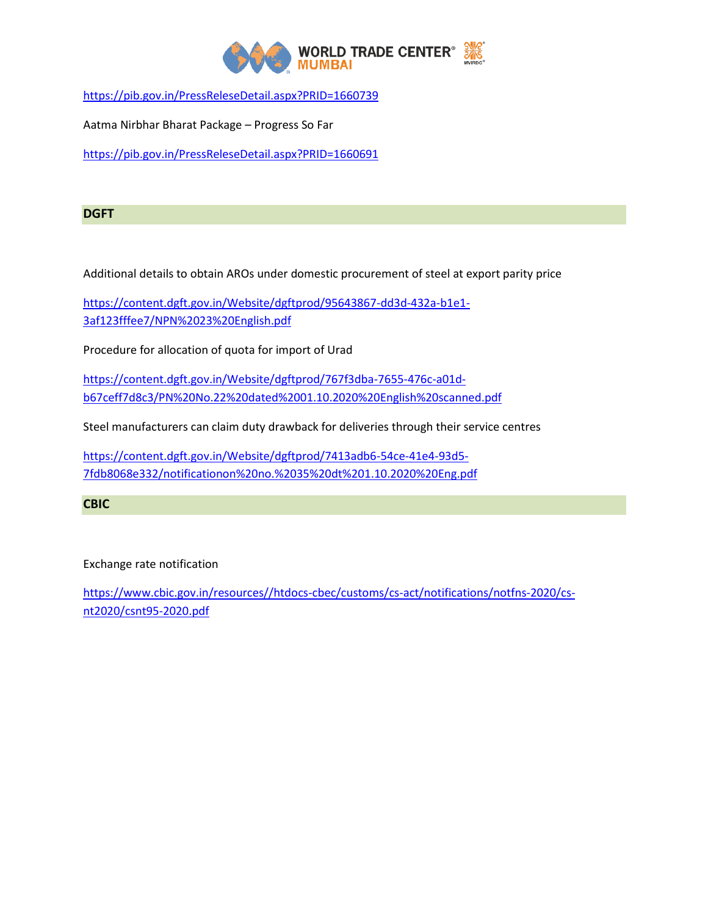https://pib.gov.in/PressReleseDetail.aspx?PRID=1660739

Aatma Nirbhar Bharat Package – Progress So Far

https://pib.gov.in/PressReleseDetail.aspx?PRID=1660691

## DGFT

Additional details to obtain AROs under domestic procurement of steel at export parity price

https://content.dgft.gov.in/Website/dgftprod/95643867-dd3d-432a-b1e1-3af123fffee7/NPN%2023%20English.pdf

Procedure for allocation of quota for import of Urad

https://content.dgft.gov.in/Website/dgftprod/767f3dba-7655-476c-a01d-b67ceff7d8c3/PN%20No.22%20dated%2001.10.2020%20English%20scanned.pdf

Steel manufacturers can claim duty drawback for deliveries through their service centres

https://content.dgft.gov.in/Website/dgftprod/7413adb6-54ce-41e4-93d5-7fdb8068e332/notificationon%20no.%2035%20dt%201.10.2020%20Eng.pdf

## CBIC

Exchange rate notification

https://www.cbic.gov.in/resources//htdocs-cbec/customs/cs-act/notifications/notfns-2020/cs-nt2020/csnt95-2020.pdf